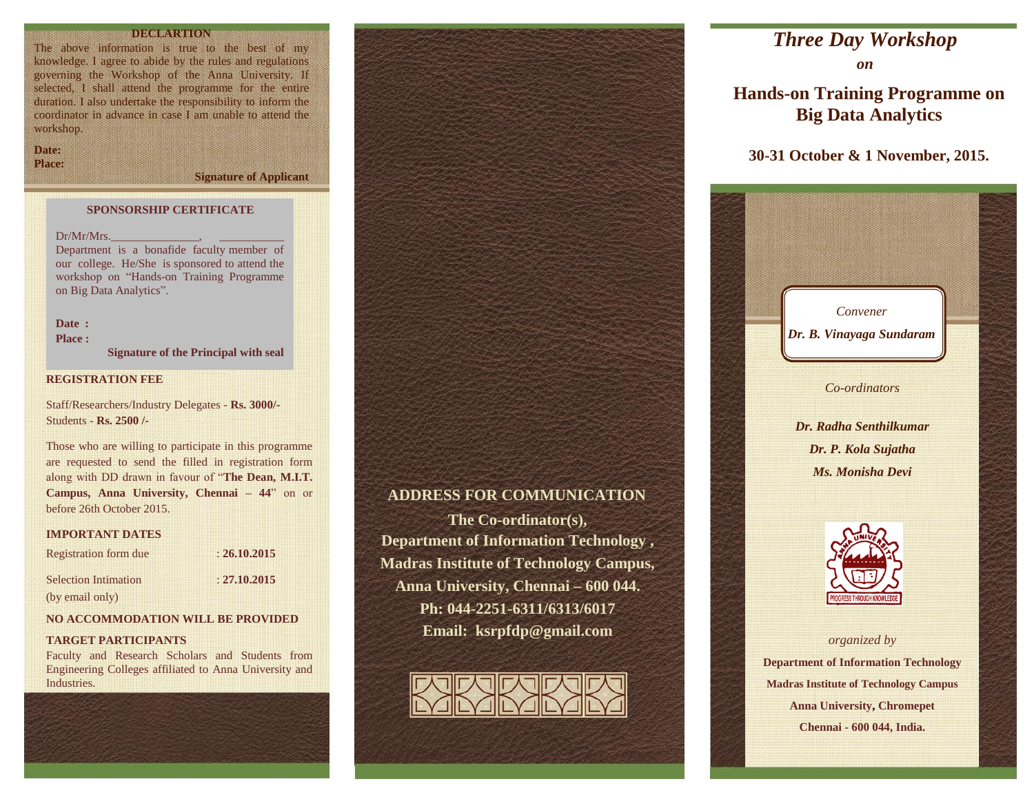**DECLARTION**

The above information is true to the best of my knowledge. I agree to abide by the rules and regulations governing the Workshop of the Anna University. If selected, I shall attend the programme for the entire duration. I also undertake the responsibility to inform the coordinator in advance in case I am unable to attend the workshop.

**Date:**
**Place:**

**Signature of Applicant**

**SPONSORSHIP CERTIFICATE**

Dr/Mr/Mrs.________________, ____________ Department is a bonafide faculty member of our college. He/She is sponsored to attend the workshop on "Hands-on Training Programme on Big Data Analytics".

**Date :**
**Place :**

**Signature of the Principal with seal**

**REGISTRATION FEE**

Staff/Researchers/Industry Delegates - **Rs. 3000/-**
Students - **Rs. 2500 /-**

Those who are willing to participate in this programme are requested to send the filled in registration form along with DD drawn in favour of "**The Dean, M.I.T. Campus, Anna University, Chennai – 44**" on or before 26th October 2015.

**IMPORTANT DATES**

Registration form due : **26.10.2015**

Selection Intimation (by email only) : **27.10.2015**

**NO ACCOMMODATION WILL BE PROVIDED**

**TARGET PARTICIPANTS**

Faculty and Research Scholars and Students from Engineering Colleges affiliated to Anna University and Industries.

**ADDRESS FOR COMMUNICATION**

**The Co-ordinator(s),**
**Department of Information Technology ,**
**Madras Institute of Technology Campus,**
**Anna University, Chennai – 600 044.**
**Ph: 044-2251-6311/6313/6017**
**Email: ksrpfdp@gmail.com**

# *Three Day Workshop*

***on***

## Hands-on Training Programme on Big Data Analytics

**30-31 October & 1 November, 2015.**

*Convener*

***Dr. B. Vinayaga Sundaram***

*Co-ordinators*

***Dr. Radha Senthilkumar***
***Dr. P. Kola Sujatha***
***Ms. Monisha Devi***

*organized by*

**Department of Information Technology**
**Madras Institute of Technology Campus**
**Anna University, Chromepet**
**Chennai - 600 044, India.**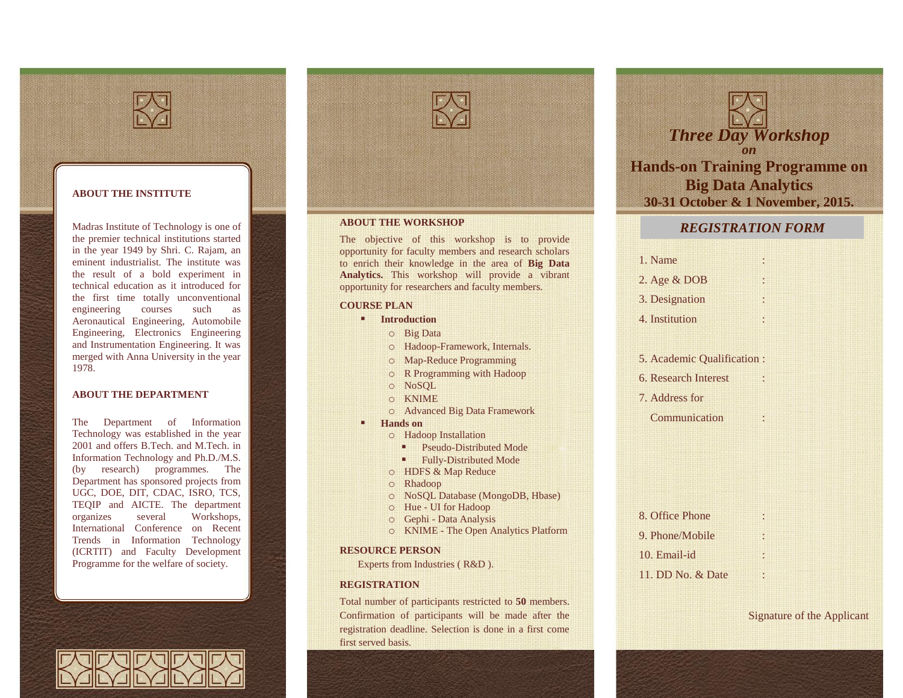### ABOUT THE INSTITUTE

Madras Institute of Technology is one of the premier technical institutions started in the year 1949 by Shri. C. Rajam, an eminent industrialist. The institute was the result of a bold experiment in technical education as it introduced for the first time totally unconventional engineering courses such as Aeronautical Engineering, Automobile Engineering, Electronics Engineering and Instrumentation Engineering. It was merged with Anna University in the year 1978.

### ABOUT THE DEPARTMENT

The Department of Information Technology was established in the year 2001 and offers B.Tech. and M.Tech. in Information Technology and Ph.D./M.S. (by research) programmes. The Department has sponsored projects from UGC, DOE, DIT, CDAC, ISRO, TCS, TEQIP and AICTE. The department organizes several Workshops, International Conference on Recent Trends in Information Technology (ICRTIT) and Faculty Development Programme for the welfare of society.

### ABOUT THE WORKSHOP

The objective of this workshop is to provide opportunity for faculty members and research scholars to enrich their knowledge in the area of **Big Data Analytics.** This workshop will provide a vibrant opportunity for researchers and faculty members.

### COURSE PLAN

- **Introduction**
  - Big Data
  - Hadoop-Framework, Internals.
  - Map-Reduce Programming
  - R Programming with Hadoop
  - NoSQL
  - KNIME
  - Advanced Big Data Framework
- **Hands on**
  - Hadoop Installation
    - Pseudo-Distributed Mode
    - Fully-Distributed Mode
  - HDFS & Map Reduce
  - Rhadoop
  - NoSQL Database (MongoDB, Hbase)
  - Hue - UI for Hadoop
  - Gephi - Data Analysis
  - KNIME - The Open Analytics Platform

### RESOURCE PERSON

Experts from Industries ( R&D ).

### REGISTRATION

Total number of participants restricted to **50** members. Confirmation of participants will be made after the registration deadline. Selection is done in a first come first served basis.

# *Three Day Workshop*
*on*
## Hands-on Training Programme on Big Data Analytics
**30-31 October & 1 November, 2015.**

### *REGISTRATION FORM*

1. Name :
2. Age & DOB :
3. Designation :
4. Institution :
5. Academic Qualification :
6. Research Interest :
7. Address for Communication :
8. Office Phone :
9. Phone/Mobile :
10. Email-id :
11. DD No. & Date :

Signature of the Applicant